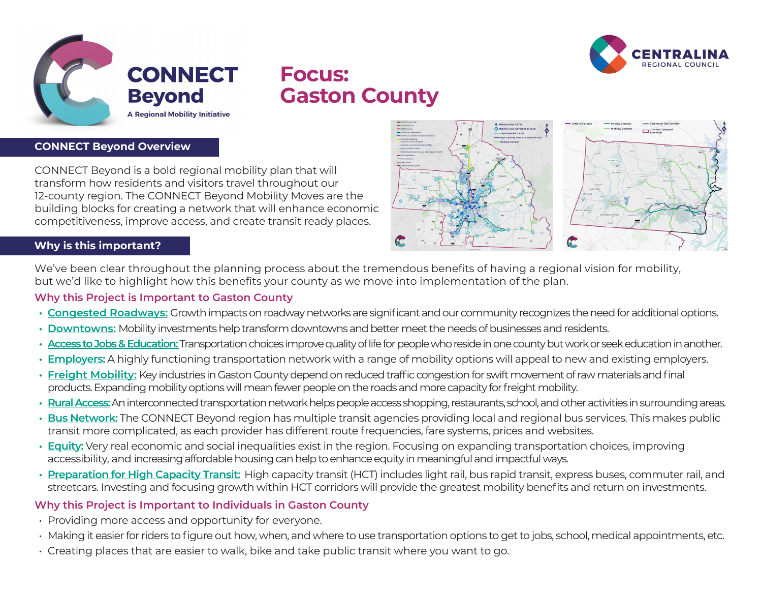# CONNECT Beyond

A Regional Mobility Initiative

# Focus: Gaston County

CENTRALINA REGIONAL COUNCIL

## CONNECT Beyond Overview

CONNECT Beyond is a bold regional mobility plan that will transform how residents and visitors travel throughout our 12-county region. The CONNECT Beyond Mobility Moves are the building blocks for creating a network that will enhance economic competitiveness, improve access, and create transit ready places.

## Why is this important?

We've been clear throughout the planning process about the tremendous benefits of having a regional vision for mobility, but we'd like to highlight how this benefits your county as we move into implementation of the plan.

### Why this Project is Important to Gaston County

- **Congested Roadways:** Growth impacts on roadway networks are significant and our community recognizes the need for additional options.
- **Downtowns:** Mobility investments help transform downtowns and better meet the needs of businesses and residents.
- **Access to Jobs & Education:** Transportation choices improve quality of life for people who reside in one county but work or seek education in another.
- **Employers:** A highly functioning transportation network with a range of mobility options will appeal to new and existing employers.
- **Freight Mobility:** Key industries in Gaston County depend on reduced traffic congestion for swift movement of raw materials and final products. Expanding mobility options will mean fewer people on the roads and more capacity for freight mobility.
- **Rural Access:** An interconnected transportation network helps people access shopping, restaurants, school, and other activities in surrounding areas.
- **Bus Network:** The CONNECT Beyond region has multiple transit agencies providing local and regional bus services. This makes public transit more complicated, as each provider has different route frequencies, fare systems, prices and websites.
- **Equity:** Very real economic and social inequalities exist in the region. Focusing on expanding transportation choices, improving accessibility, and increasing affordable housing can help to enhance equity in meaningful and impactful ways.
- **Preparation for High Capacity Transit:** High capacity transit (HCT) includes light rail, bus rapid transit, express buses, commuter rail, and streetcars. Investing and focusing growth within HCT corridors will provide the greatest mobility benefits and return on investments.

### Why this Project is Important to Individuals in Gaston County

- Providing more access and opportunity for everyone.
- Making it easier for riders to figure out how, when, and where to use transportation options to get to jobs, school, medical appointments, etc.
- Creating places that are easier to walk, bike and take public transit where you want to go.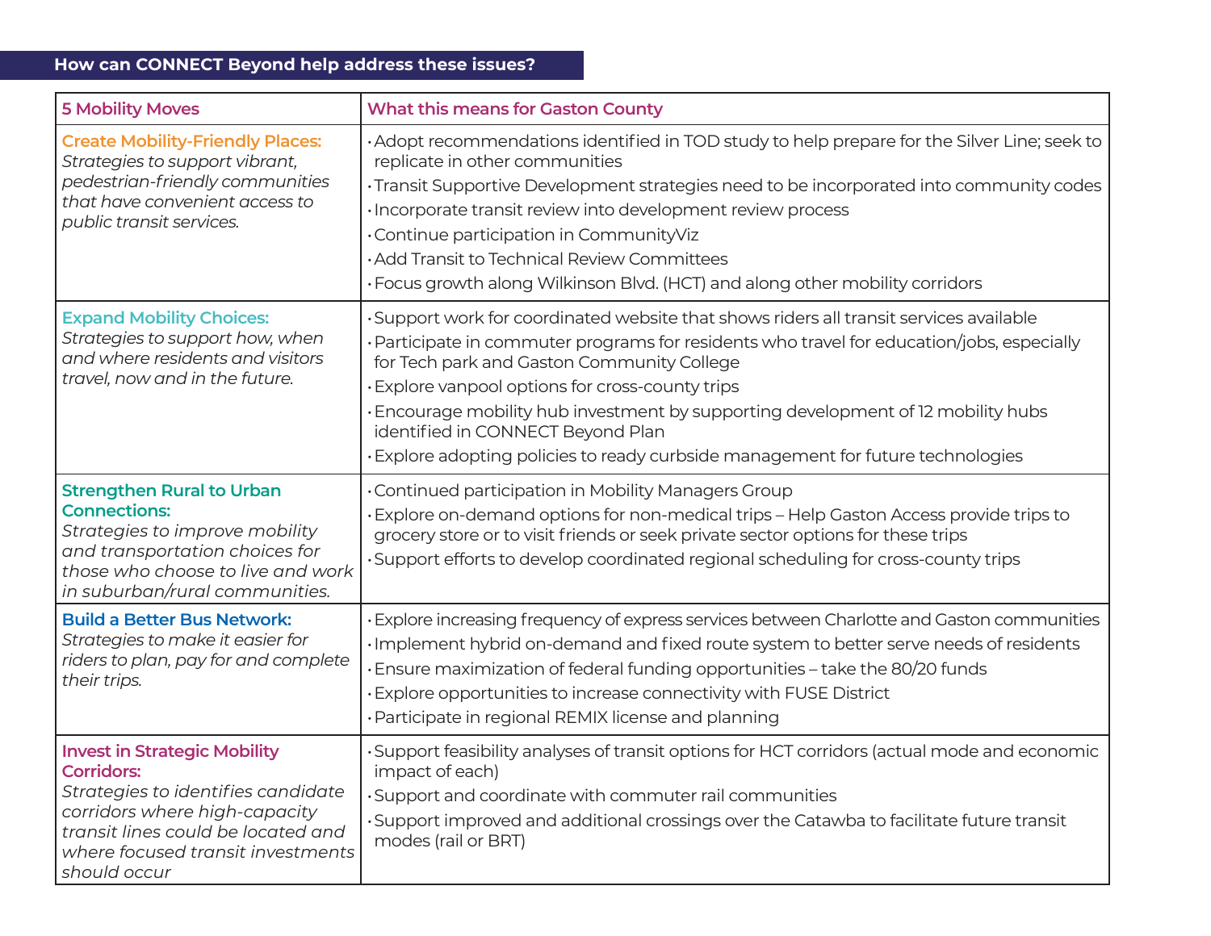## How can CONNECT Beyond help address these issues?

| 5 Mobility Moves | What this means for Gaston County |
|---|---|
| **Create Mobility-Friendly Places:** *Strategies to support vibrant, pedestrian-friendly communities that have convenient access to public transit services.* | • Adopt recommendations identified in TOD study to help prepare for the Silver Line; seek to replicate in other communities<br>• Transit Supportive Development strategies need to be incorporated into community codes<br>• Incorporate transit review into development review process<br>• Continue participation in CommunityViz<br>• Add Transit to Technical Review Committees<br>• Focus growth along Wilkinson Blvd. (HCT) and along other mobility corridors |
| **Expand Mobility Choices:** *Strategies to support how, when and where residents and visitors travel, now and in the future.* | • Support work for coordinated website that shows riders all transit services available<br>• Participate in commuter programs for residents who travel for education/jobs, especially for Tech park and Gaston Community College<br>• Explore vanpool options for cross-county trips<br>• Encourage mobility hub investment by supporting development of 12 mobility hubs identified in CONNECT Beyond Plan<br>• Explore adopting policies to ready curbside management for future technologies |
| **Strengthen Rural to Urban Connections:** *Strategies to improve mobility and transportation choices for those who choose to live and work in suburban/rural communities.* | • Continued participation in Mobility Managers Group<br>• Explore on-demand options for non-medical trips – Help Gaston Access provide trips to grocery store or to visit friends or seek private sector options for these trips<br>• Support efforts to develop coordinated regional scheduling for cross-county trips |
| **Build a Better Bus Network:** *Strategies to make it easier for riders to plan, pay for and complete their trips.* | • Explore increasing frequency of express services between Charlotte and Gaston communities<br>• Implement hybrid on-demand and fixed route system to better serve needs of residents<br>• Ensure maximization of federal funding opportunities – take the 80/20 funds<br>• Explore opportunities to increase connectivity with FUSE District<br>• Participate in regional REMIX license and planning |
| **Invest in Strategic Mobility Corridors:** *Strategies to identifies candidate corridors where high-capacity transit lines could be located and where focused transit investments should occur* | • Support feasibility analyses of transit options for HCT corridors (actual mode and economic impact of each)<br>• Support and coordinate with commuter rail communities<br>• Support improved and additional crossings over the Catawba to facilitate future transit modes (rail or BRT) |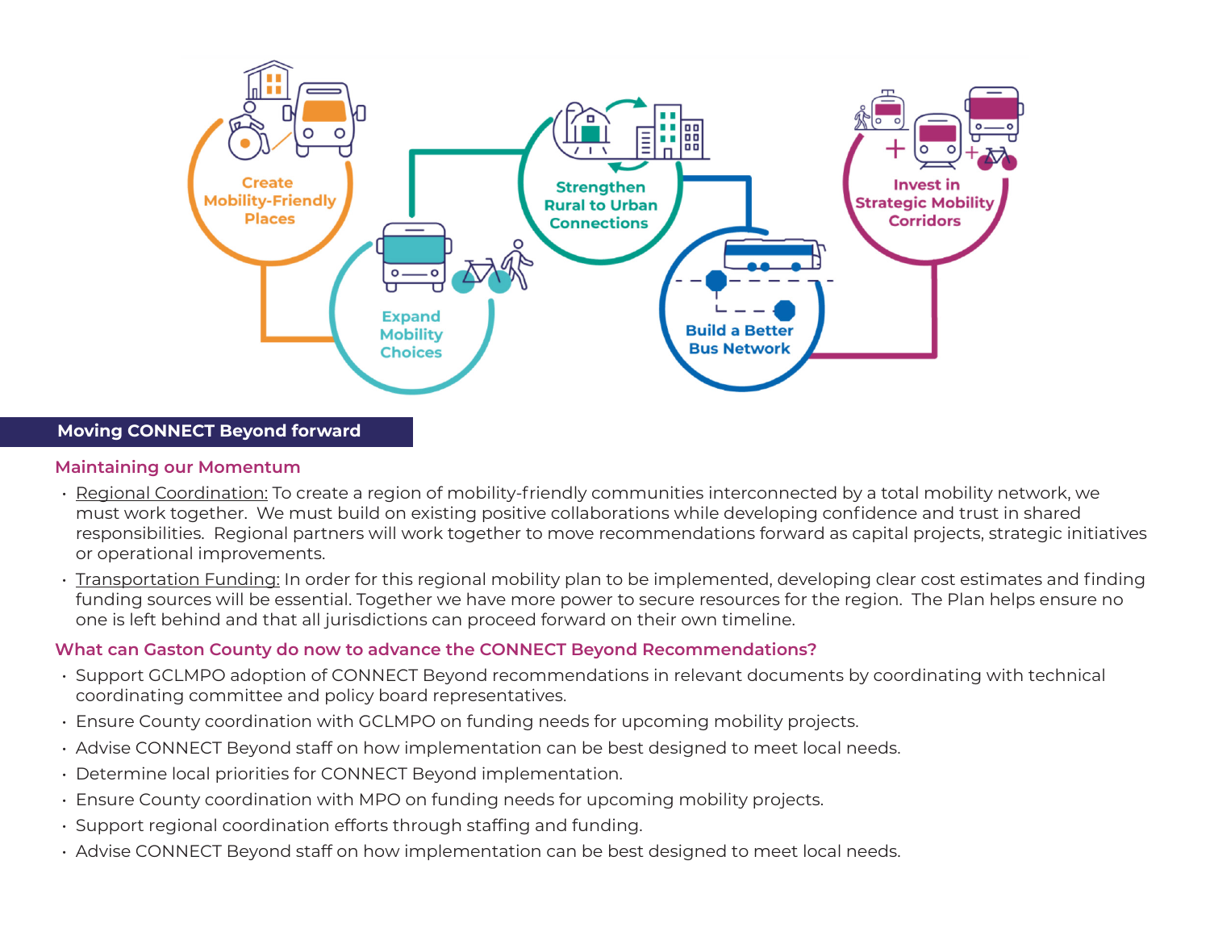Create Mobility-Friendly Places

Expand Mobility Choices

Strengthen Rural to Urban Connections

Build a Better Bus Network

Invest in Strategic Mobility Corridors

## Moving CONNECT Beyond forward

### Maintaining our Momentum

- Regional Coordination: To create a region of mobility-friendly communities interconnected by a total mobility network, we must work together. We must build on existing positive collaborations while developing confidence and trust in shared responsibilities. Regional partners will work together to move recommendations forward as capital projects, strategic initiatives or operational improvements.
- Transportation Funding: In order for this regional mobility plan to be implemented, developing clear cost estimates and finding funding sources will be essential. Together we have more power to secure resources for the region. The Plan helps ensure no one is left behind and that all jurisdictions can proceed forward on their own timeline.

### What can Gaston County do now to advance the CONNECT Beyond Recommendations?

- Support GCLMPO adoption of CONNECT Beyond recommendations in relevant documents by coordinating with technical coordinating committee and policy board representatives.
- Ensure County coordination with GCLMPO on funding needs for upcoming mobility projects.
- Advise CONNECT Beyond staff on how implementation can be best designed to meet local needs.
- Determine local priorities for CONNECT Beyond implementation.
- Ensure County coordination with MPO on funding needs for upcoming mobility projects.
- Support regional coordination efforts through staffing and funding.
- Advise CONNECT Beyond staff on how implementation can be best designed to meet local needs.